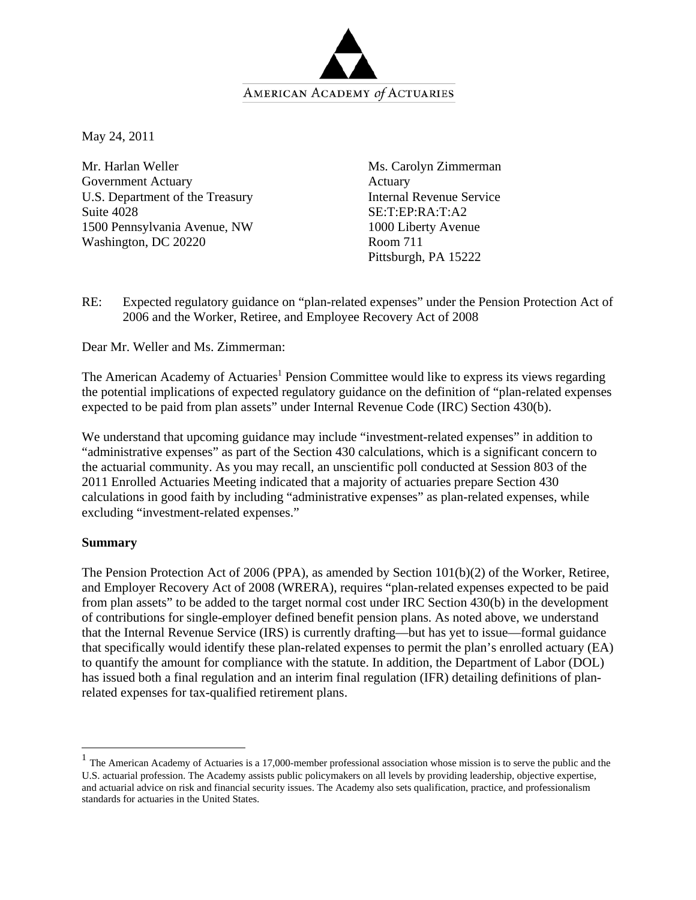AMERICAN ACADEMY *of* ACTUARIES

May 24, 2011

Mr. Harlan Weller
Government Actuary
U.S. Department of the Treasury
Suite 4028
1500 Pennsylvania Avenue, NW
Washington, DC 20220

Ms. Carolyn Zimmerman
Actuary
Internal Revenue Service
SE:T:EP:RA:T:A2
1000 Liberty Avenue
Room 711
Pittsburgh, PA 15222

RE: Expected regulatory guidance on "plan-related expenses" under the Pension Protection Act of 2006 and the Worker, Retiree, and Employee Recovery Act of 2008

Dear Mr. Weller and Ms. Zimmerman:

The American Academy of Actuaries[1] Pension Committee would like to express its views regarding the potential implications of expected regulatory guidance on the definition of "plan-related expenses expected to be paid from plan assets" under Internal Revenue Code (IRC) Section 430(b).

We understand that upcoming guidance may include "investment-related expenses" in addition to "administrative expenses" as part of the Section 430 calculations, which is a significant concern to the actuarial community. As you may recall, an unscientific poll conducted at Session 803 of the 2011 Enrolled Actuaries Meeting indicated that a majority of actuaries prepare Section 430 calculations in good faith by including "administrative expenses" as plan-related expenses, while excluding "investment-related expenses."

**Summary**

The Pension Protection Act of 2006 (PPA), as amended by Section 101(b)(2) of the Worker, Retiree, and Employer Recovery Act of 2008 (WRERA), requires "plan-related expenses expected to be paid from plan assets" to be added to the target normal cost under IRC Section 430(b) in the development of contributions for single-employer defined benefit pension plans. As noted above, we understand that the Internal Revenue Service (IRS) is currently drafting—but has yet to issue—formal guidance that specifically would identify these plan-related expenses to permit the plan's enrolled actuary (EA) to quantify the amount for compliance with the statute. In addition, the Department of Labor (DOL) has issued both a final regulation and an interim final regulation (IFR) detailing definitions of plan-related expenses for tax-qualified retirement plans.

---

[1] The American Academy of Actuaries is a 17,000-member professional association whose mission is to serve the public and the U.S. actuarial profession. The Academy assists public policymakers on all levels by providing leadership, objective expertise, and actuarial advice on risk and financial security issues. The Academy also sets qualification, practice, and professionalism standards for actuaries in the United States.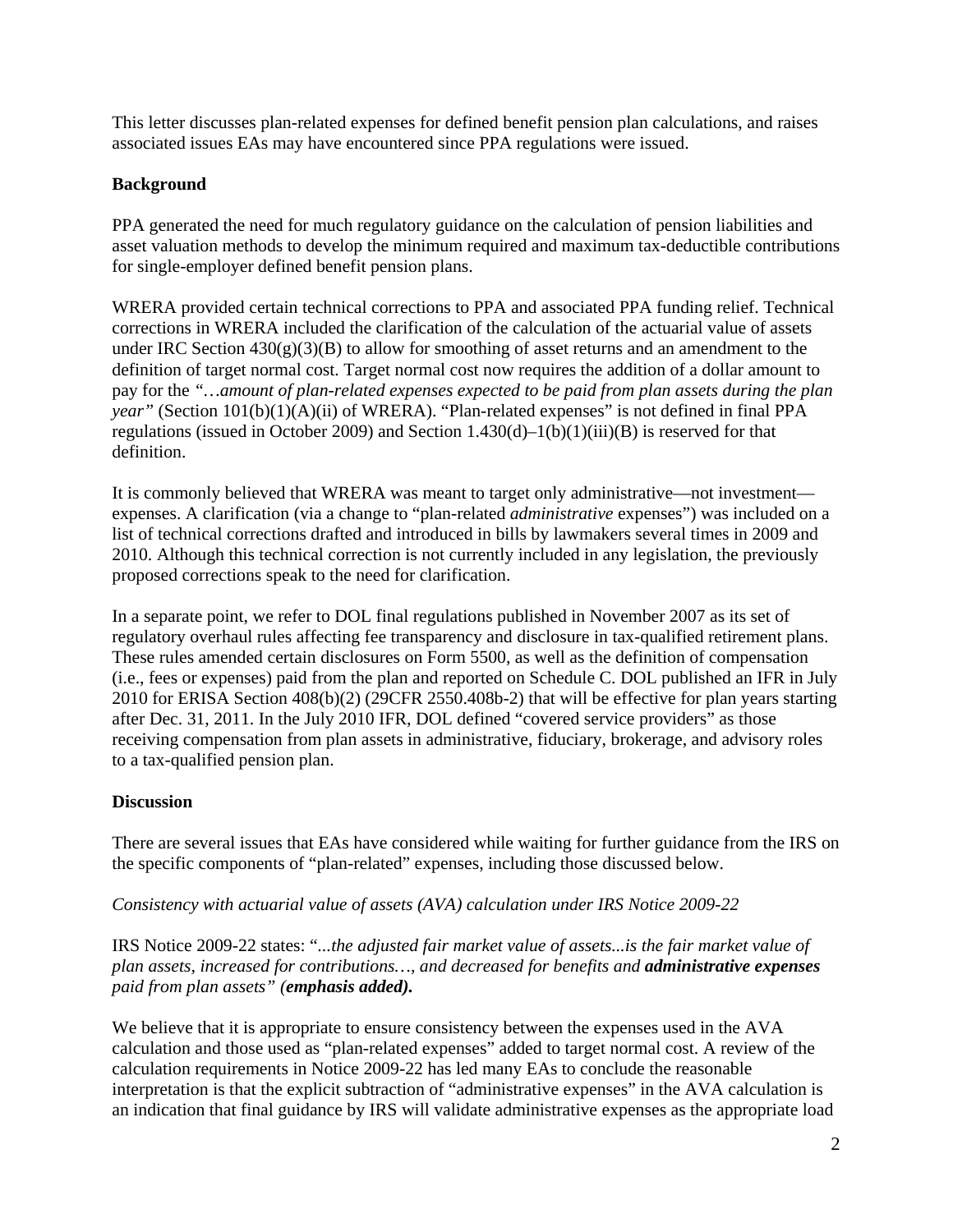This letter discusses plan-related expenses for defined benefit pension plan calculations, and raises associated issues EAs may have encountered since PPA regulations were issued.

**Background**

PPA generated the need for much regulatory guidance on the calculation of pension liabilities and asset valuation methods to develop the minimum required and maximum tax-deductible contributions for single-employer defined benefit pension plans.

WRERA provided certain technical corrections to PPA and associated PPA funding relief. Technical corrections in WRERA included the clarification of the calculation of the actuarial value of assets under IRC Section 430(g)(3)(B) to allow for smoothing of asset returns and an amendment to the definition of target normal cost. Target normal cost now requires the addition of a dollar amount to pay for the *"…amount of plan-related expenses expected to be paid from plan assets during the plan year"* (Section 101(b)(1)(A)(ii) of WRERA). "Plan-related expenses" is not defined in final PPA regulations (issued in October 2009) and Section 1.430(d)–1(b)(1)(iii)(B) is reserved for that definition.

It is commonly believed that WRERA was meant to target only administrative—not investment—expenses. A clarification (via a change to "plan-related *administrative* expenses") was included on a list of technical corrections drafted and introduced in bills by lawmakers several times in 2009 and 2010. Although this technical correction is not currently included in any legislation, the previously proposed corrections speak to the need for clarification.

In a separate point, we refer to DOL final regulations published in November 2007 as its set of regulatory overhaul rules affecting fee transparency and disclosure in tax-qualified retirement plans. These rules amended certain disclosures on Form 5500, as well as the definition of compensation (i.e., fees or expenses) paid from the plan and reported on Schedule C. DOL published an IFR in July 2010 for ERISA Section 408(b)(2) (29CFR 2550.408b-2) that will be effective for plan years starting after Dec. 31, 2011. In the July 2010 IFR, DOL defined "covered service providers" as those receiving compensation from plan assets in administrative, fiduciary, brokerage, and advisory roles to a tax-qualified pension plan.

**Discussion**

There are several issues that EAs have considered while waiting for further guidance from the IRS on the specific components of "plan-related" expenses, including those discussed below.

*Consistency with actuarial value of assets (AVA) calculation under IRS Notice 2009-22*

IRS Notice 2009-22 states: "*...the adjusted fair market value of assets...is the fair market value of plan assets, increased for contributions…, and decreased for benefits and **administrative expenses** paid from plan assets" (**emphasis added).***

We believe that it is appropriate to ensure consistency between the expenses used in the AVA calculation and those used as "plan-related expenses" added to target normal cost. A review of the calculation requirements in Notice 2009-22 has led many EAs to conclude the reasonable interpretation is that the explicit subtraction of "administrative expenses" in the AVA calculation is an indication that final guidance by IRS will validate administrative expenses as the appropriate load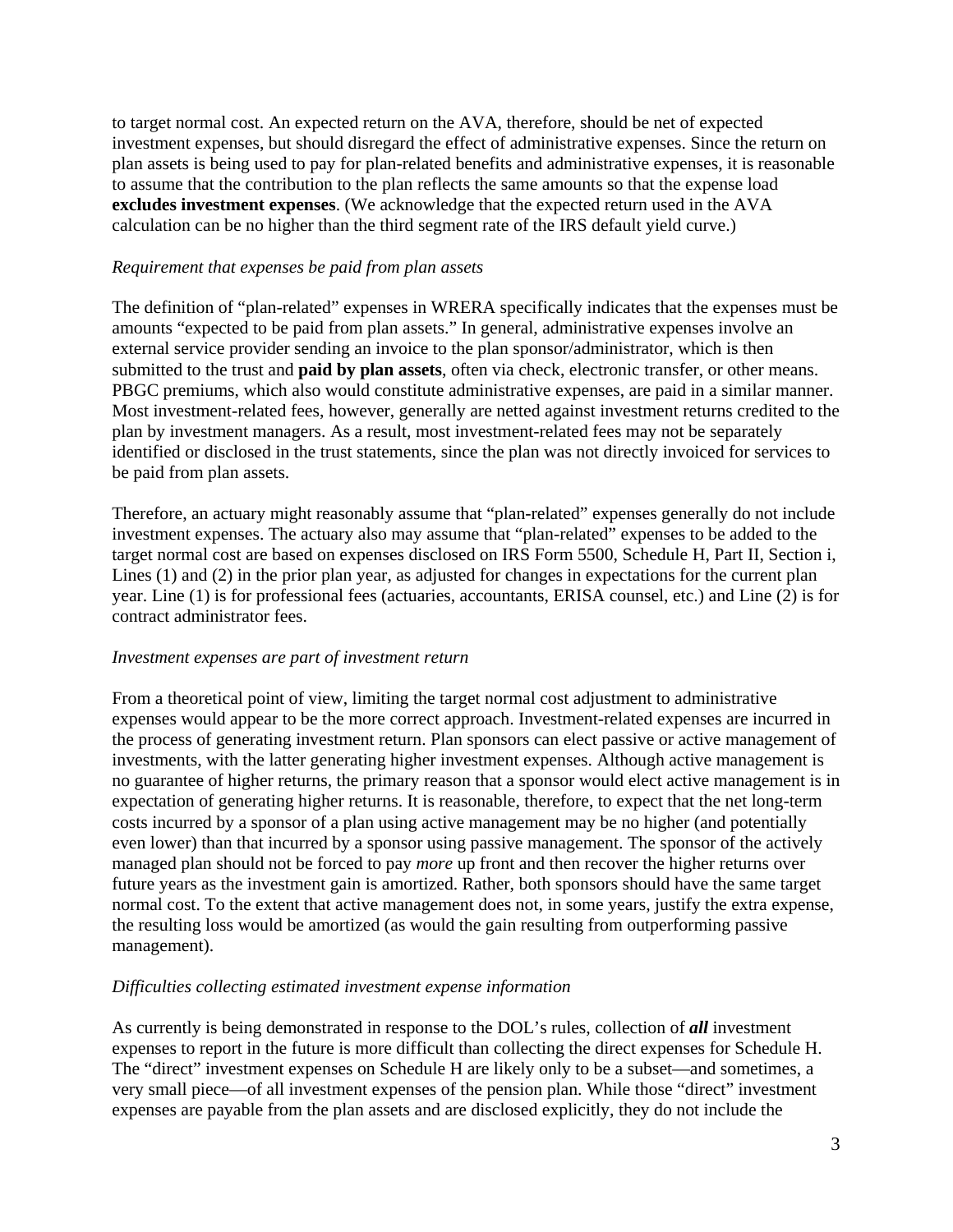to target normal cost. An expected return on the AVA, therefore, should be net of expected investment expenses, but should disregard the effect of administrative expenses. Since the return on plan assets is being used to pay for plan-related benefits and administrative expenses, it is reasonable to assume that the contribution to the plan reflects the same amounts so that the expense load **excludes investment expenses**. (We acknowledge that the expected return used in the AVA calculation can be no higher than the third segment rate of the IRS default yield curve.)

*Requirement that expenses be paid from plan assets*

The definition of "plan-related" expenses in WRERA specifically indicates that the expenses must be amounts "expected to be paid from plan assets." In general, administrative expenses involve an external service provider sending an invoice to the plan sponsor/administrator, which is then submitted to the trust and **paid by plan assets**, often via check, electronic transfer, or other means. PBGC premiums, which also would constitute administrative expenses, are paid in a similar manner. Most investment-related fees, however, generally are netted against investment returns credited to the plan by investment managers. As a result, most investment-related fees may not be separately identified or disclosed in the trust statements, since the plan was not directly invoiced for services to be paid from plan assets.

Therefore, an actuary might reasonably assume that "plan-related" expenses generally do not include investment expenses. The actuary also may assume that "plan-related" expenses to be added to the target normal cost are based on expenses disclosed on IRS Form 5500, Schedule H, Part II, Section i, Lines (1) and (2) in the prior plan year, as adjusted for changes in expectations for the current plan year. Line (1) is for professional fees (actuaries, accountants, ERISA counsel, etc.) and Line (2) is for contract administrator fees.

*Investment expenses are part of investment return*

From a theoretical point of view, limiting the target normal cost adjustment to administrative expenses would appear to be the more correct approach. Investment-related expenses are incurred in the process of generating investment return. Plan sponsors can elect passive or active management of investments, with the latter generating higher investment expenses. Although active management is no guarantee of higher returns, the primary reason that a sponsor would elect active management is in expectation of generating higher returns. It is reasonable, therefore, to expect that the net long-term costs incurred by a sponsor of a plan using active management may be no higher (and potentially even lower) than that incurred by a sponsor using passive management. The sponsor of the actively managed plan should not be forced to pay *more* up front and then recover the higher returns over future years as the investment gain is amortized. Rather, both sponsors should have the same target normal cost. To the extent that active management does not, in some years, justify the extra expense, the resulting loss would be amortized (as would the gain resulting from outperforming passive management).

*Difficulties collecting estimated investment expense information*

As currently is being demonstrated in response to the DOL's rules, collection of ***all*** investment expenses to report in the future is more difficult than collecting the direct expenses for Schedule H. The "direct" investment expenses on Schedule H are likely only to be a subset—and sometimes, a very small piece—of all investment expenses of the pension plan. While those "direct" investment expenses are payable from the plan assets and are disclosed explicitly, they do not include the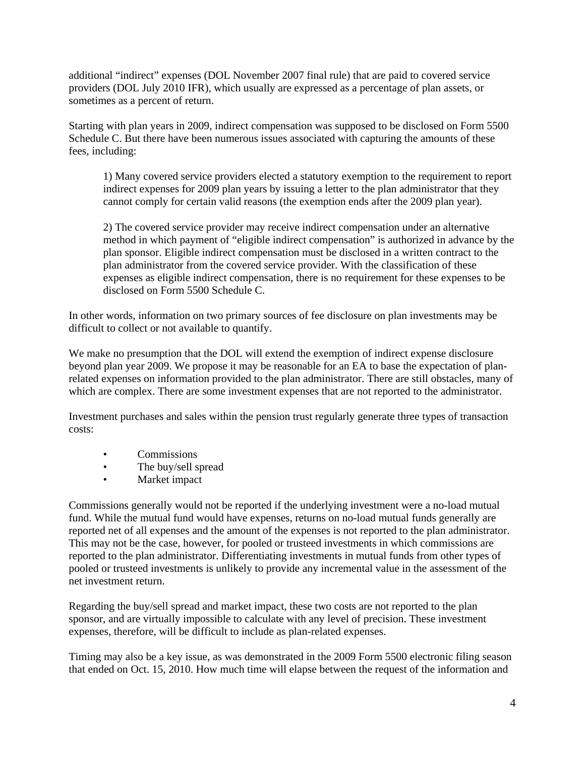additional "indirect" expenses (DOL November 2007 final rule) that are paid to covered service providers (DOL July 2010 IFR), which usually are expressed as a percentage of plan assets, or sometimes as a percent of return.

Starting with plan years in 2009, indirect compensation was supposed to be disclosed on Form 5500 Schedule C. But there have been numerous issues associated with capturing the amounts of these fees, including:

> 1) Many covered service providers elected a statutory exemption to the requirement to report indirect expenses for 2009 plan years by issuing a letter to the plan administrator that they cannot comply for certain valid reasons (the exemption ends after the 2009 plan year).
>
> 2) The covered service provider may receive indirect compensation under an alternative method in which payment of "eligible indirect compensation" is authorized in advance by the plan sponsor. Eligible indirect compensation must be disclosed in a written contract to the plan administrator from the covered service provider. With the classification of these expenses as eligible indirect compensation, there is no requirement for these expenses to be disclosed on Form 5500 Schedule C.

In other words, information on two primary sources of fee disclosure on plan investments may be difficult to collect or not available to quantify.

We make no presumption that the DOL will extend the exemption of indirect expense disclosure beyond plan year 2009. We propose it may be reasonable for an EA to base the expectation of plan-related expenses on information provided to the plan administrator. There are still obstacles, many of which are complex. There are some investment expenses that are not reported to the administrator.

Investment purchases and sales within the pension trust regularly generate three types of transaction costs:

- Commissions
- The buy/sell spread
- Market impact

Commissions generally would not be reported if the underlying investment were a no-load mutual fund. While the mutual fund would have expenses, returns on no-load mutual funds generally are reported net of all expenses and the amount of the expenses is not reported to the plan administrator. This may not be the case, however, for pooled or trusteed investments in which commissions are reported to the plan administrator. Differentiating investments in mutual funds from other types of pooled or trusteed investments is unlikely to provide any incremental value in the assessment of the net investment return.

Regarding the buy/sell spread and market impact, these two costs are not reported to the plan sponsor, and are virtually impossible to calculate with any level of precision. These investment expenses, therefore, will be difficult to include as plan-related expenses.

Timing may also be a key issue, as was demonstrated in the 2009 Form 5500 electronic filing season that ended on Oct. 15, 2010. How much time will elapse between the request of the information and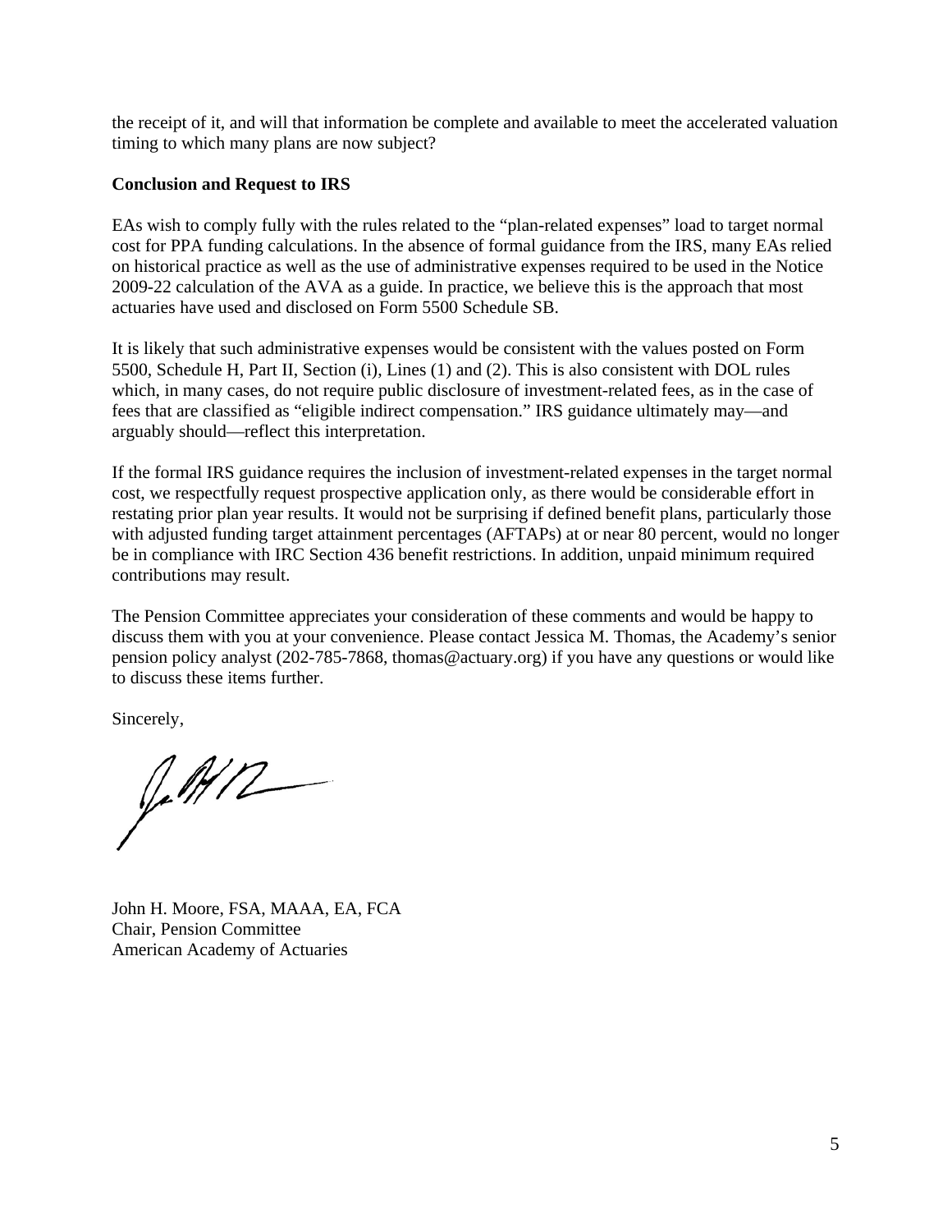the receipt of it, and will that information be complete and available to meet the accelerated valuation timing to which many plans are now subject?

**Conclusion and Request to IRS**

EAs wish to comply fully with the rules related to the "plan-related expenses" load to target normal cost for PPA funding calculations. In the absence of formal guidance from the IRS, many EAs relied on historical practice as well as the use of administrative expenses required to be used in the Notice 2009-22 calculation of the AVA as a guide. In practice, we believe this is the approach that most actuaries have used and disclosed on Form 5500 Schedule SB.

It is likely that such administrative expenses would be consistent with the values posted on Form 5500, Schedule H, Part II, Section (i), Lines (1) and (2). This is also consistent with DOL rules which, in many cases, do not require public disclosure of investment-related fees, as in the case of fees that are classified as "eligible indirect compensation." IRS guidance ultimately may—and arguably should—reflect this interpretation.

If the formal IRS guidance requires the inclusion of investment-related expenses in the target normal cost, we respectfully request prospective application only, as there would be considerable effort in restating prior plan year results. It would not be surprising if defined benefit plans, particularly those with adjusted funding target attainment percentages (AFTAPs) at or near 80 percent, would no longer be in compliance with IRC Section 436 benefit restrictions. In addition, unpaid minimum required contributions may result.

The Pension Committee appreciates your consideration of these comments and would be happy to discuss them with you at your convenience. Please contact Jessica M. Thomas, the Academy's senior pension policy analyst (202-785-7868, thomas@actuary.org) if you have any questions or would like to discuss these items further.

Sincerely,

John H. Moore, FSA, MAAA, EA, FCA
Chair, Pension Committee
American Academy of Actuaries